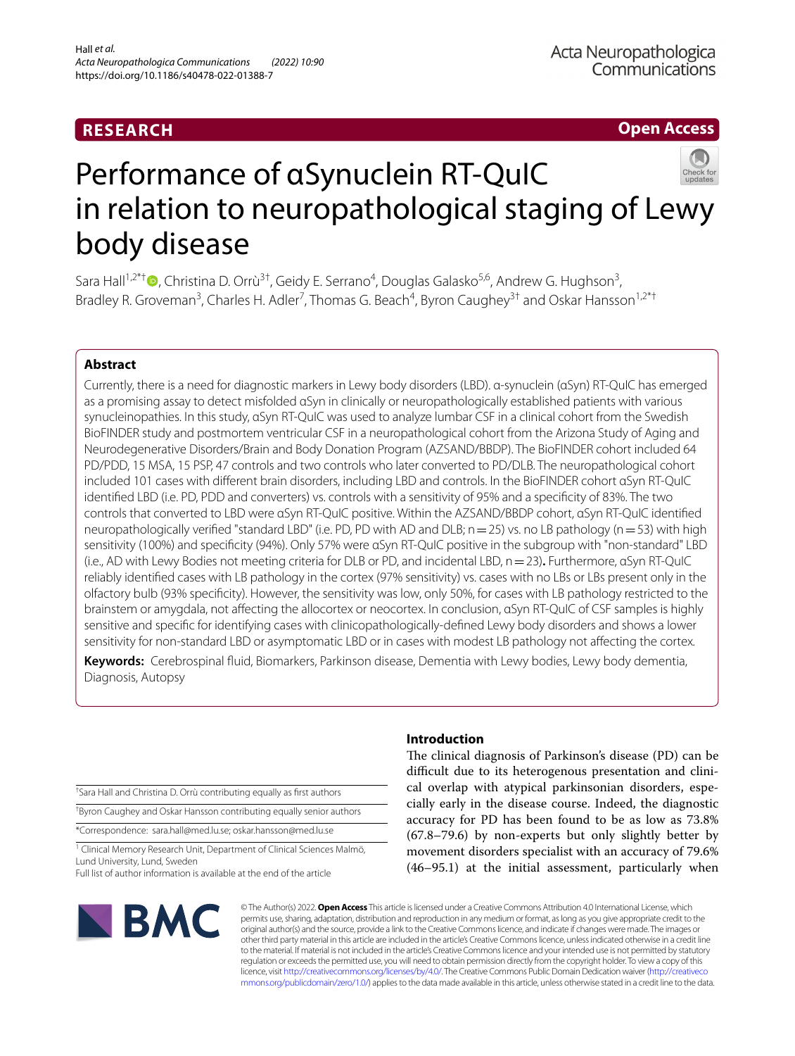RESEARCH

Open Access

# Performance of αSynuclein RT-QuIC in relation to neuropathological staging of Lewy body disease

Sara Hall[1,2*†], Christina D. Orrù[3†], Geidy E. Serrano[4], Douglas Galasko[5,6], Andrew G. Hughson[3], Bradley R. Groveman[3], Charles H. Adler[7], Thomas G. Beach[4], Byron Caughey[3†] and Oskar Hansson[1,2*†]

## Abstract

Currently, there is a need for diagnostic markers in Lewy body disorders (LBD). α-synuclein (αSyn) RT-QuIC has emerged as a promising assay to detect misfolded αSyn in clinically or neuropathologically established patients with various synucleinopathies. In this study, αSyn RT-QuIC was used to analyze lumbar CSF in a clinical cohort from the Swedish BioFINDER study and postmortem ventricular CSF in a neuropathological cohort from the Arizona Study of Aging and Neurodegenerative Disorders/Brain and Body Donation Program (AZSAND/BBDP). The BioFINDER cohort included 64 PD/PDD, 15 MSA, 15 PSP, 47 controls and two controls who later converted to PD/DLB. The neuropathological cohort included 101 cases with different brain disorders, including LBD and controls. In the BioFINDER cohort αSyn RT-QuIC identified LBD (i.e. PD, PDD and converters) vs. controls with a sensitivity of 95% and a specificity of 83%. The two controls that converted to LBD were αSyn RT-QuIC positive. Within the AZSAND/BBDP cohort, αSyn RT-QuIC identified neuropathologically verified "standard LBD" (i.e. PD, PD with AD and DLB; n = 25) vs. no LB pathology (n = 53) with high sensitivity (100%) and specificity (94%). Only 57% were αSyn RT-QuIC positive in the subgroup with "non-standard" LBD (i.e., AD with Lewy Bodies not meeting criteria for DLB or PD, and incidental LBD, n = 23)**.** Furthermore, αSyn RT-QuIC reliably identified cases with LB pathology in the cortex (97% sensitivity) vs. cases with no LBs or LBs present only in the olfactory bulb (93% specificity). However, the sensitivity was low, only 50%, for cases with LB pathology restricted to the brainstem or amygdala, not affecting the allocortex or neocortex. In conclusion, αSyn RT-QuIC of CSF samples is highly sensitive and specific for identifying cases with clinicopathologically-defined Lewy body disorders and shows a lower sensitivity for non-standard LBD or asymptomatic LBD or in cases with modest LB pathology not affecting the cortex.

**Keywords:** Cerebrospinal fluid, Biomarkers, Parkinson disease, Dementia with Lewy bodies, Lewy body dementia, Diagnosis, Autopsy

## Introduction

The clinical diagnosis of Parkinson's disease (PD) can be difficult due to its heterogenous presentation and clinical overlap with atypical parkinsonian disorders, especially early in the disease course. Indeed, the diagnostic accuracy for PD has been found to be as low as 73.8% (67.8–79.6) by non-experts but only slightly better by movement disorders specialist with an accuracy of 79.6% (46–95.1) at the initial assessment, particularly when

†Sara Hall and Christina D. Orrù contributing equally as first authors

†Byron Caughey and Oskar Hansson contributing equally senior authors

*Correspondence: sara.hall@med.lu.se; oskar.hansson@med.lu.se

[1] Clinical Memory Research Unit, Department of Clinical Sciences Malmö, Lund University, Lund, Sweden

Full list of author information is available at the end of the article

© The Author(s) 2022. **Open Access** This article is licensed under a Creative Commons Attribution 4.0 International License, which permits use, sharing, adaptation, distribution and reproduction in any medium or format, as long as you give appropriate credit to the original author(s) and the source, provide a link to the Creative Commons licence, and indicate if changes were made. The images or other third party material in this article are included in the article's Creative Commons licence, unless indicated otherwise in a credit line to the material. If material is not included in the article's Creative Commons licence and your intended use is not permitted by statutory regulation or exceeds the permitted use, you will need to obtain permission directly from the copyright holder. To view a copy of this licence, visit http://creativecommons.org/licenses/by/4.0/. The Creative Commons Public Domain Dedication waiver (http://creativecommons.org/publicdomain/zero/1.0/) applies to the data made available in this article, unless otherwise stated in a credit line to the data.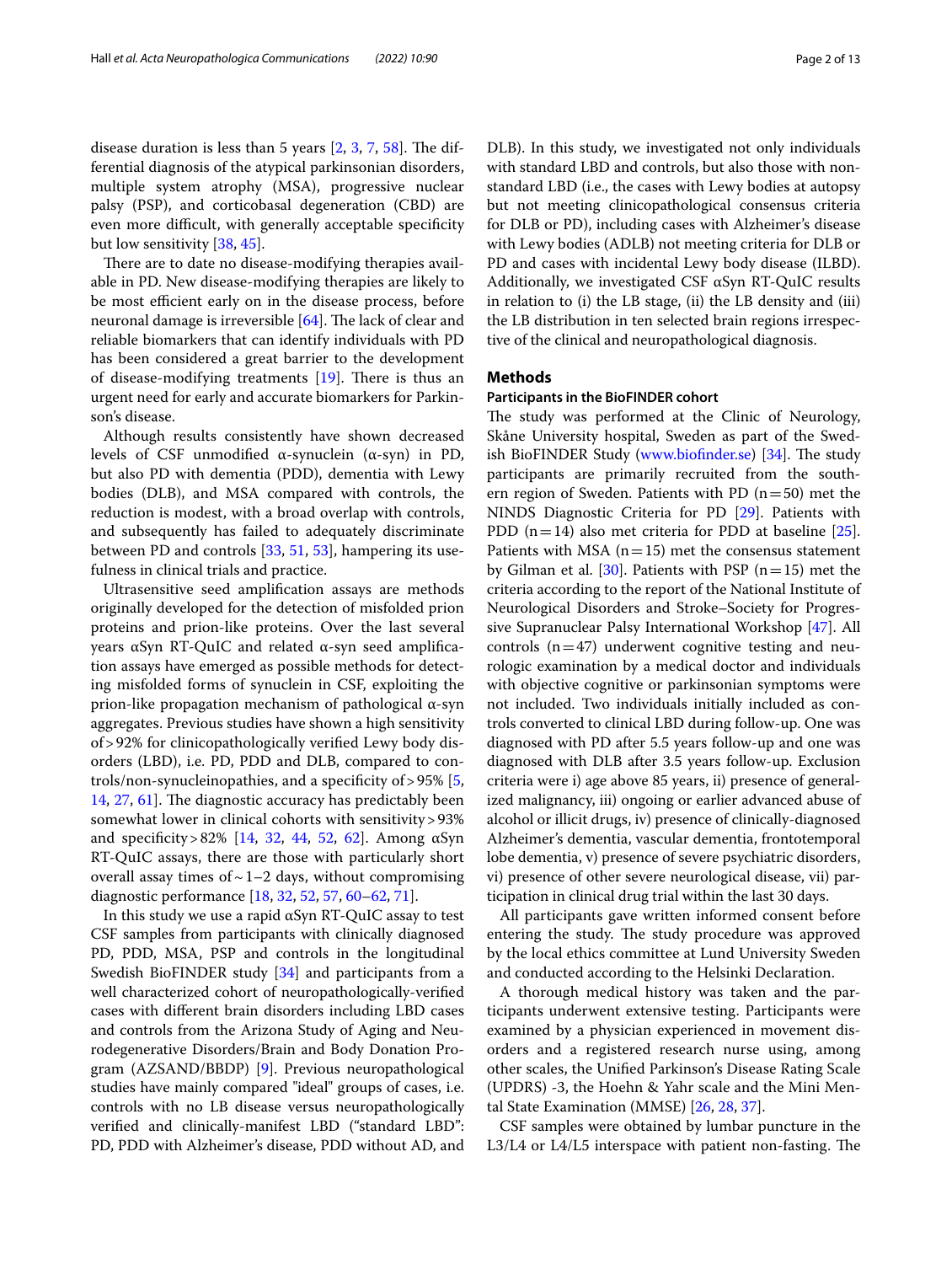disease duration is less than 5 years [2, 3, 7, 58]. The differential diagnosis of the atypical parkinsonian disorders, multiple system atrophy (MSA), progressive nuclear palsy (PSP), and corticobasal degeneration (CBD) are even more difficult, with generally acceptable specificity but low sensitivity [38, 45].

There are to date no disease-modifying therapies available in PD. New disease-modifying therapies are likely to be most efficient early on in the disease process, before neuronal damage is irreversible [64]. The lack of clear and reliable biomarkers that can identify individuals with PD has been considered a great barrier to the development of disease-modifying treatments [19]. There is thus an urgent need for early and accurate biomarkers for Parkinson's disease.

Although results consistently have shown decreased levels of CSF unmodified α-synuclein (α-syn) in PD, but also PD with dementia (PDD), dementia with Lewy bodies (DLB), and MSA compared with controls, the reduction is modest, with a broad overlap with controls, and subsequently has failed to adequately discriminate between PD and controls [33, 51, 53], hampering its usefulness in clinical trials and practice.

Ultrasensitive seed amplification assays are methods originally developed for the detection of misfolded prion proteins and prion-like proteins. Over the last several years αSyn RT-QuIC and related α-syn seed amplification assays have emerged as possible methods for detecting misfolded forms of synuclein in CSF, exploiting the prion-like propagation mechanism of pathological α-syn aggregates. Previous studies have shown a high sensitivity of > 92% for clinicopathologically verified Lewy body disorders (LBD), i.e. PD, PDD and DLB, compared to controls/non-synucleinopathies, and a specificity of > 95% [5, 14, 27, 61]. The diagnostic accuracy has predictably been somewhat lower in clinical cohorts with sensitivity > 93% and specificity > 82% [14, 32, 44, 52, 62]. Among αSyn RT-QuIC assays, there are those with particularly short overall assay times of ~ 1–2 days, without compromising diagnostic performance [18, 32, 52, 57, 60–62, 71].

In this study we use a rapid αSyn RT-QuIC assay to test CSF samples from participants with clinically diagnosed PD, PDD, MSA, PSP and controls in the longitudinal Swedish BioFINDER study [34] and participants from a well characterized cohort of neuropathologically-verified cases with different brain disorders including LBD cases and controls from the Arizona Study of Aging and Neurodegenerative Disorders/Brain and Body Donation Program (AZSAND/BBDP) [9]. Previous neuropathological studies have mainly compared "ideal" groups of cases, i.e. controls with no LB disease versus neuropathologically verified and clinically-manifest LBD ("standard LBD": PD, PDD with Alzheimer's disease, PDD without AD, and DLB). In this study, we investigated not only individuals with standard LBD and controls, but also those with non-standard LBD (i.e., the cases with Lewy bodies at autopsy but not meeting clinicopathological consensus criteria for DLB or PD), including cases with Alzheimer's disease with Lewy bodies (ADLB) not meeting criteria for DLB or PD and cases with incidental Lewy body disease (ILBD). Additionally, we investigated CSF αSyn RT-QuIC results in relation to (i) the LB stage, (ii) the LB density and (iii) the LB distribution in ten selected brain regions irrespective of the clinical and neuropathological diagnosis.

## Methods

### Participants in the BioFINDER cohort

The study was performed at the Clinic of Neurology, Skåne University hospital, Sweden as part of the Swedish BioFINDER Study (www.biofinder.se) [34]. The study participants are primarily recruited from the southern region of Sweden. Patients with PD (n = 50) met the NINDS Diagnostic Criteria for PD [29]. Patients with PDD (n = 14) also met criteria for PDD at baseline [25]. Patients with MSA (n = 15) met the consensus statement by Gilman et al. [30]. Patients with PSP (n = 15) met the criteria according to the report of the National Institute of Neurological Disorders and Stroke–Society for Progressive Supranuclear Palsy International Workshop [47]. All controls (n = 47) underwent cognitive testing and neurologic examination by a medical doctor and individuals with objective cognitive or parkinsonian symptoms were not included. Two individuals initially included as controls converted to clinical LBD during follow-up. One was diagnosed with PD after 5.5 years follow-up and one was diagnosed with DLB after 3.5 years follow-up. Exclusion criteria were i) age above 85 years, ii) presence of generalized malignancy, iii) ongoing or earlier advanced abuse of alcohol or illicit drugs, iv) presence of clinically-diagnosed Alzheimer's dementia, vascular dementia, frontotemporal lobe dementia, v) presence of severe psychiatric disorders, vi) presence of other severe neurological disease, vii) participation in clinical drug trial within the last 30 days.

All participants gave written informed consent before entering the study. The study procedure was approved by the local ethics committee at Lund University Sweden and conducted according to the Helsinki Declaration.

A thorough medical history was taken and the participants underwent extensive testing. Participants were examined by a physician experienced in movement disorders and a registered research nurse using, among other scales, the Unified Parkinson's Disease Rating Scale (UPDRS) -3, the Hoehn & Yahr scale and the Mini Mental State Examination (MMSE) [26, 28, 37].

CSF samples were obtained by lumbar puncture in the L3/L4 or L4/L5 interspace with patient non-fasting. The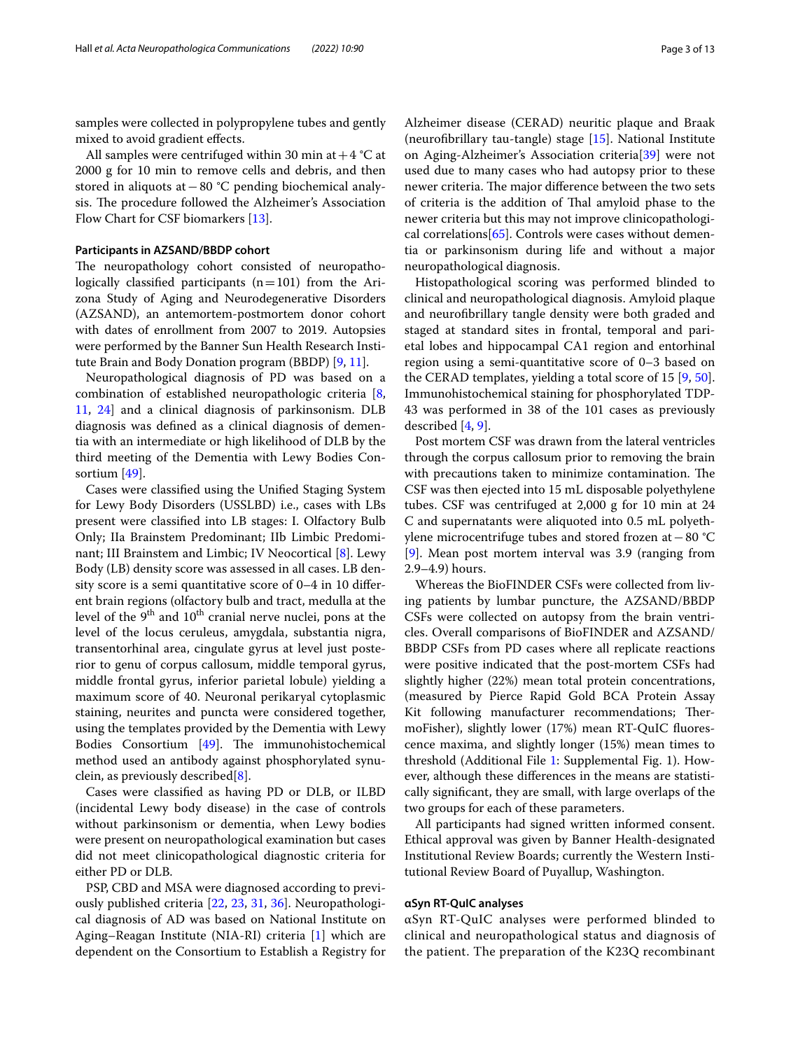samples were collected in polypropylene tubes and gently mixed to avoid gradient effects.

All samples were centrifuged within 30 min at + 4 °C at 2000 g for 10 min to remove cells and debris, and then stored in aliquots at − 80 °C pending biochemical analysis. The procedure followed the Alzheimer's Association Flow Chart for CSF biomarkers [13].

#### Participants in AZSAND/BBDP cohort

The neuropathology cohort consisted of neuropathologically classified participants (n = 101) from the Arizona Study of Aging and Neurodegenerative Disorders (AZSAND), an antemortem-postmortem donor cohort with dates of enrollment from 2007 to 2019. Autopsies were performed by the Banner Sun Health Research Institute Brain and Body Donation program (BBDP) [9, 11].

Neuropathological diagnosis of PD was based on a combination of established neuropathologic criteria [8, 11, 24] and a clinical diagnosis of parkinsonism. DLB diagnosis was defined as a clinical diagnosis of dementia with an intermediate or high likelihood of DLB by the third meeting of the Dementia with Lewy Bodies Consortium [49].

Cases were classified using the Unified Staging System for Lewy Body Disorders (USSLBD) i.e., cases with LBs present were classified into LB stages: I. Olfactory Bulb Only; IIa Brainstem Predominant; IIb Limbic Predominant; III Brainstem and Limbic; IV Neocortical [8]. Lewy Body (LB) density score was assessed in all cases. LB density score is a semi quantitative score of 0–4 in 10 different brain regions (olfactory bulb and tract, medulla at the level of the 9th and 10th cranial nerve nuclei, pons at the level of the locus ceruleus, amygdala, substantia nigra, transentorhinal area, cingulate gyrus at level just posterior to genu of corpus callosum, middle temporal gyrus, middle frontal gyrus, inferior parietal lobule) yielding a maximum score of 40. Neuronal perikaryal cytoplasmic staining, neurites and puncta were considered together, using the templates provided by the Dementia with Lewy Bodies Consortium [49]. The immunohistochemical method used an antibody against phosphorylated synuclein, as previously described[8].

Cases were classified as having PD or DLB, or ILBD (incidental Lewy body disease) in the case of controls without parkinsonism or dementia, when Lewy bodies were present on neuropathological examination but cases did not meet clinicopathological diagnostic criteria for either PD or DLB.

PSP, CBD and MSA were diagnosed according to previously published criteria [22, 23, 31, 36]. Neuropathological diagnosis of AD was based on National Institute on Aging–Reagan Institute (NIA-RI) criteria [1] which are dependent on the Consortium to Establish a Registry for Alzheimer disease (CERAD) neuritic plaque and Braak (neurofibrillary tau-tangle) stage [15]. National Institute on Aging-Alzheimer's Association criteria[39] were not used due to many cases who had autopsy prior to these newer criteria. The major difference between the two sets of criteria is the addition of Thal amyloid phase to the newer criteria but this may not improve clinicopathological correlations[65]. Controls were cases without dementia or parkinsonism during life and without a major neuropathological diagnosis.

Histopathological scoring was performed blinded to clinical and neuropathological diagnosis. Amyloid plaque and neurofibrillary tangle density were both graded and staged at standard sites in frontal, temporal and parietal lobes and hippocampal CA1 region and entorhinal region using a semi-quantitative score of 0–3 based on the CERAD templates, yielding a total score of 15 [9, 50]. Immunohistochemical staining for phosphorylated TDP-43 was performed in 38 of the 101 cases as previously described [4, 9].

Post mortem CSF was drawn from the lateral ventricles through the corpus callosum prior to removing the brain with precautions taken to minimize contamination. The CSF was then ejected into 15 mL disposable polyethylene tubes. CSF was centrifuged at 2,000 g for 10 min at 24 C and supernatants were aliquoted into 0.5 mL polyethylene microcentrifuge tubes and stored frozen at − 80 °C [9]. Mean post mortem interval was 3.9 (ranging from 2.9–4.9) hours.

Whereas the BioFINDER CSFs were collected from living patients by lumbar puncture, the AZSAND/BBDP CSFs were collected on autopsy from the brain ventricles. Overall comparisons of BioFINDER and AZSAND/BBDP CSFs from PD cases where all replicate reactions were positive indicated that the post-mortem CSFs had slightly higher (22%) mean total protein concentrations, (measured by Pierce Rapid Gold BCA Protein Assay Kit following manufacturer recommendations; ThermoFisher), slightly lower (17%) mean RT-QuIC fluorescence maxima, and slightly longer (15%) mean times to threshold (Additional File 1: Supplemental Fig. 1). However, although these differences in the means are statistically significant, they are small, with large overlaps of the two groups for each of these parameters.

All participants had signed written informed consent. Ethical approval was given by Banner Health-designated Institutional Review Boards; currently the Western Institutional Review Board of Puyallup, Washington.

#### αSyn RT-QuIC analyses

αSyn RT-QuIC analyses were performed blinded to clinical and neuropathological status and diagnosis of the patient. The preparation of the K23Q recombinant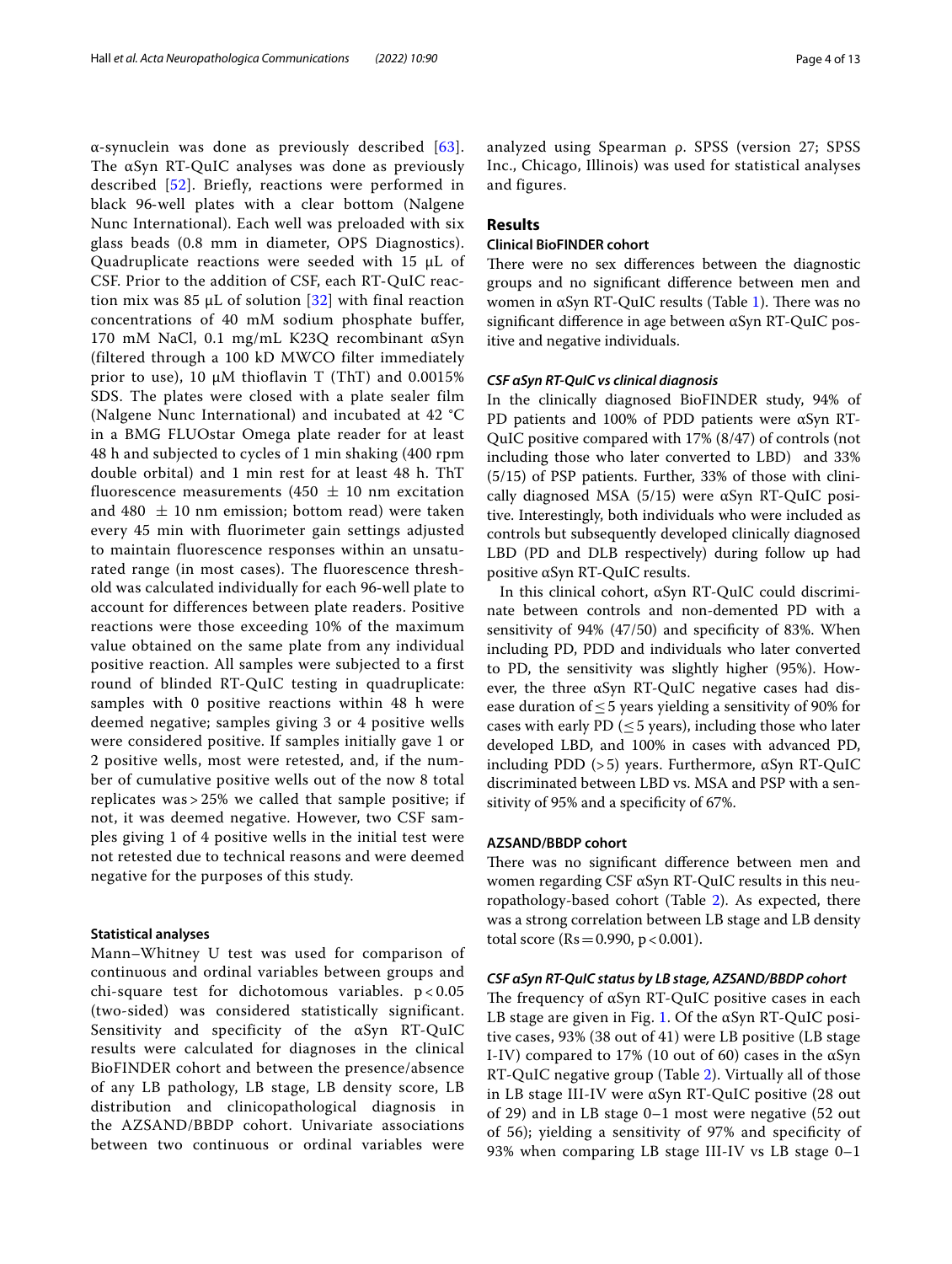α-synuclein was done as previously described [63]. The αSyn RT-QuIC analyses was done as previously described [52]. Briefly, reactions were performed in black 96-well plates with a clear bottom (Nalgene Nunc International). Each well was preloaded with six glass beads (0.8 mm in diameter, OPS Diagnostics). Quadruplicate reactions were seeded with 15 µL of CSF. Prior to the addition of CSF, each RT-QuIC reaction mix was 85 µL of solution [32] with final reaction concentrations of 40 mM sodium phosphate buffer, 170 mM NaCl, 0.1 mg/mL K23Q recombinant αSyn (filtered through a 100 kD MWCO filter immediately prior to use), 10 µM thioflavin T (ThT) and 0.0015% SDS. The plates were closed with a plate sealer film (Nalgene Nunc International) and incubated at 42 °C in a BMG FLUOstar Omega plate reader for at least 48 h and subjected to cycles of 1 min shaking (400 rpm double orbital) and 1 min rest for at least 48 h. ThT fluorescence measurements (450 $\pm$ 10 nm excitation and 480 $\pm$ 10 nm emission; bottom read) were taken every 45 min with fluorimeter gain settings adjusted to maintain fluorescence responses within an unsaturated range (in most cases). The fluorescence threshold was calculated individually for each 96-well plate to account for differences between plate readers. Positive reactions were those exceeding 10% of the maximum value obtained on the same plate from any individual positive reaction. All samples were subjected to a first round of blinded RT-QuIC testing in quadruplicate: samples with 0 positive reactions within 48 h were deemed negative; samples giving 3 or 4 positive wells were considered positive. If samples initially gave 1 or 2 positive wells, most were retested, and, if the number of cumulative positive wells out of the now 8 total replicates was > 25% we called that sample positive; if not, it was deemed negative. However, two CSF samples giving 1 of 4 positive wells in the initial test were not retested due to technical reasons and were deemed negative for the purposes of this study.

### Statistical analyses

Mann–Whitney U test was used for comparison of continuous and ordinal variables between groups and chi-square test for dichotomous variables. $p < 0.05$ (two-sided) was considered statistically significant. Sensitivity and specificity of the αSyn RT-QuIC results were calculated for diagnoses in the clinical BioFINDER cohort and between the presence/absence of any LB pathology, LB stage, LB density score, LB distribution and clinicopathological diagnosis in the AZSAND/BBDP cohort. Univariate associations between two continuous or ordinal variables were analyzed using Spearman ρ. SPSS (version 27; SPSS Inc., Chicago, Illinois) was used for statistical analyses and figures.

## Results

### Clinical BioFINDER cohort

There were no sex differences between the diagnostic groups and no significant difference between men and women in αSyn RT-QuIC results (Table 1). There was no significant difference in age between αSyn RT-QuIC positive and negative individuals.

#### *CSF aSyn RT-QuIC vs clinical diagnosis*

In the clinically diagnosed BioFINDER study, 94% of PD patients and 100% of PDD patients were αSyn RT-QuIC positive compared with 17% (8/47) of controls (not including those who later converted to LBD) and 33% (5/15) of PSP patients. Further, 33% of those with clinically diagnosed MSA (5/15) were αSyn RT-QuIC positive. Interestingly, both individuals who were included as controls but subsequently developed clinically diagnosed LBD (PD and DLB respectively) during follow up had positive αSyn RT-QuIC results.

In this clinical cohort, αSyn RT-QuIC could discriminate between controls and non-demented PD with a sensitivity of 94% (47/50) and specificity of 83%. When including PD, PDD and individuals who later converted to PD, the sensitivity was slightly higher (95%). However, the three αSyn RT-QuIC negative cases had disease duration of ≤ 5 years yielding a sensitivity of 90% for cases with early PD (≤ 5 years), including those who later developed LBD, and 100% in cases with advanced PD, including PDD (> 5) years. Furthermore, αSyn RT-QuIC discriminated between LBD vs. MSA and PSP with a sensitivity of 95% and a specificity of 67%.

### AZSAND/BBDP cohort

There was no significant difference between men and women regarding CSF αSyn RT-QuIC results in this neuropathology-based cohort (Table 2). As expected, there was a strong correlation between LB stage and LB density total score (Rs = 0.990, $p < 0.001$).

#### *CSF aSyn RT-QuIC status by LB stage, AZSAND/BBDP cohort*

The frequency of αSyn RT-QuIC positive cases in each LB stage are given in Fig. 1. Of the αSyn RT-QuIC positive cases, 93% (38 out of 41) were LB positive (LB stage I-IV) compared to 17% (10 out of 60) cases in the αSyn RT-QuIC negative group (Table 2). Virtually all of those in LB stage III-IV were αSyn RT-QuIC positive (28 out of 29) and in LB stage 0–1 most were negative (52 out of 56); yielding a sensitivity of 97% and specificity of 93% when comparing LB stage III-IV vs LB stage 0–1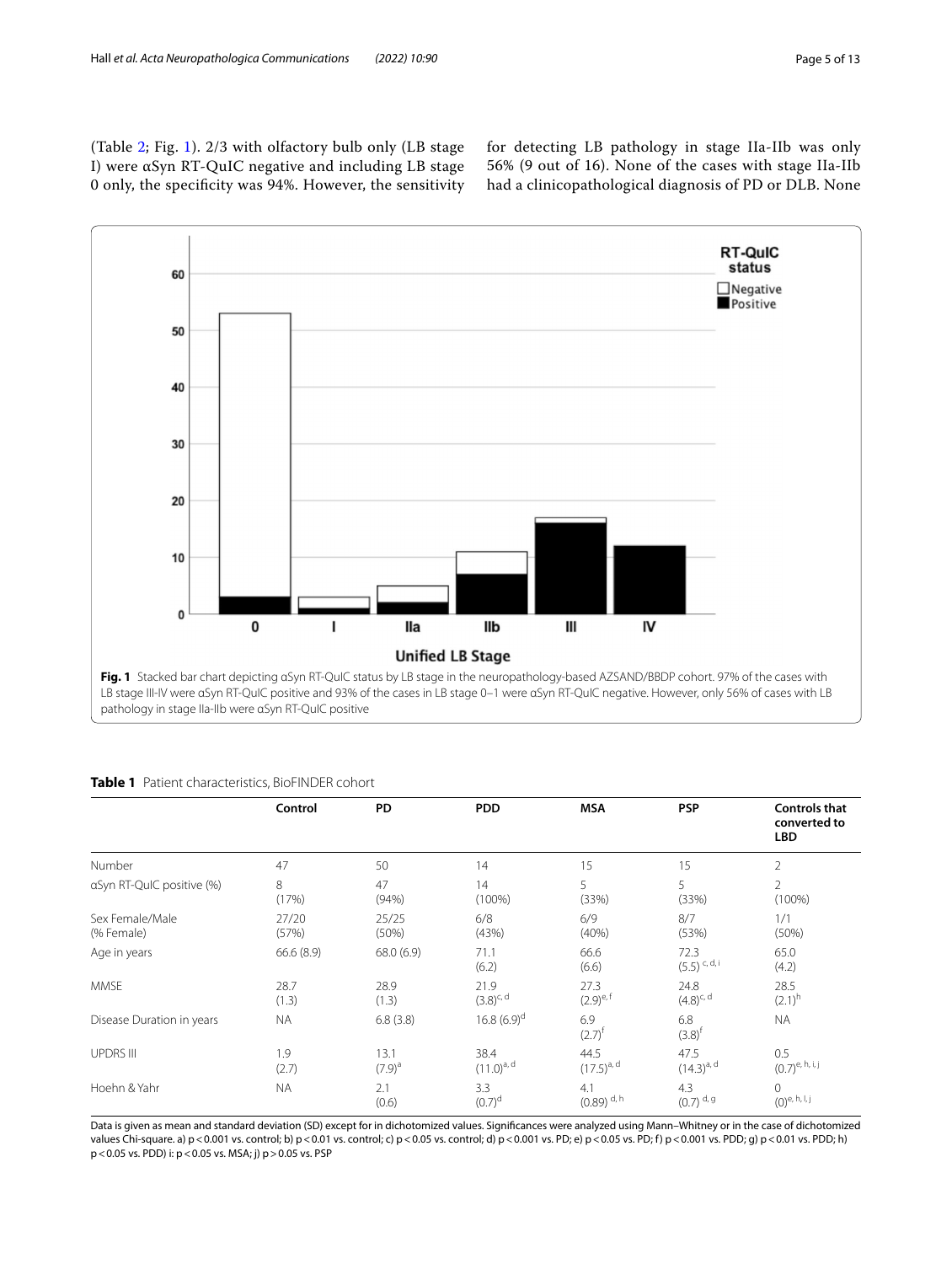(Table 2; Fig. 1). 2/3 with olfactory bulb only (LB stage I) were αSyn RT-QuIC negative and including LB stage 0 only, the specificity was 94%. However, the sensitivity for detecting LB pathology in stage IIa-IIb was only 56% (9 out of 16). None of the cases with stage IIa-IIb had a clinicopathological diagnosis of PD or DLB. None

**Fig. 1** Stacked bar chart depicting αSyn RT-QuIC status by LB stage in the neuropathology-based AZSAND/BBDP cohort. 97% of the cases with LB stage III-IV were αSyn RT-QuIC positive and 93% of the cases in LB stage 0–1 were αSyn RT-QuIC negative. However, only 56% of cases with LB pathology in stage IIa-IIb were αSyn RT-QuIC positive

**Table 1** Patient characteristics, BioFINDER cohort

| | Control | PD | PDD | MSA | PSP | Controls that converted to LBD |
|---|---|---|---|---|---|---|
| Number | 47 | 50 | 14 | 15 | 15 | 2 |
| αSyn RT-QuIC positive (%) | 8 (17%) | 47 (94%) | 14 (100%) | 5 (33%) | 5 (33%) | 2 (100%) |
| Sex Female/Male (% Female) | 27/20 (57%) | 25/25 (50%) | 6/8 (43%) | 6/9 (40%) | 8/7 (53%) | 1/1 (50%) |
| Age in years | 66.6 (8.9) | 68.0 (6.9) | 71.1 (6.2) | 66.6 (6.6) | 72.3 (5.5) [c, d, i] | 65.0 (4.2) |
| MMSE | 28.7 (1.3) | 28.9 (1.3) | 21.9 (3.8)[c, d] | 27.3 (2.9)[e, f] | 24.8 (4.8)[c, d] | 28.5 (2.1)[h] |
| Disease Duration in years | NA | 6.8 (3.8) | 16.8 (6.9)[d] | 6.9 (2.7)[f] | 6.8 (3.8)[f] | NA |
| UPDRS III | 1.9 (2.7) | 13.1 (7.9)[a] | 38.4 (11.0)[a, d] | 44.5 (17.5)[a, d] | 47.5 (14.3)[a, d] | 0.5 (0.7)[e, h, i, j] |
| Hoehn & Yahr | NA | 2.1 (0.6) | 3.3 (0.7)[d] | 4.1 (0.89) [d, h] | 4.3 (0.7) [d, g] | 0 (0)[e, h, i, j] |

Data is given as mean and standard deviation (SD) except for in dichotomized values. Significances were analyzed using Mann–Whitney or in the case of dichotomized values Chi-square. a) $p < 0.001$ vs. control; b) $p < 0.01$ vs. control; c) $p < 0.05$ vs. control; d) $p < 0.001$ vs. PD; e) $p < 0.05$ vs. PD; f) $p < 0.001$ vs. PDD; g) $p < 0.01$ vs. PDD; h) $p < 0.05$ vs. PDD) i: $p < 0.05$ vs. MSA; j) $p > 0.05$ vs. PSP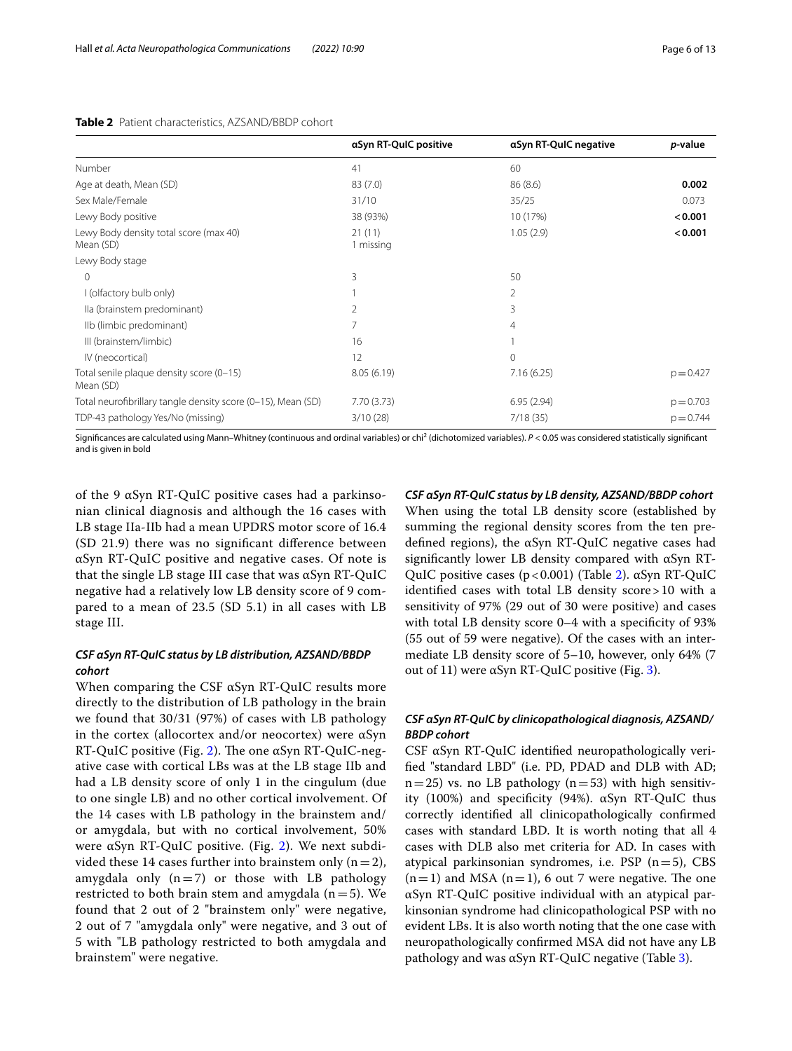**Table 2** Patient characteristics, AZSAND/BBDP cohort

| | αSyn RT-QuIC positive | αSyn RT-QuIC negative | *p*-value |
|---|---|---|---|
| Number | 41 | 60 | |
| Age at death, Mean (SD) | 83 (7.0) | 86 (8.6) | **0.002** |
| Sex Male/Female | 31/10 | 35/25 | 0.073 |
| Lewy Body positive | 38 (93%) | 10 (17%) | **< 0.001** |
| Lewy Body density total score (max 40) Mean (SD) | 21 (11) 1 missing | 1.05 (2.9) | **< 0.001** |
| Lewy Body stage | | | |
| 0 | 3 | 50 | |
| I (olfactory bulb only) | 1 | 2 | |
| IIa (brainstem predominant) | 2 | 3 | |
| IIb (limbic predominant) | 7 | 4 | |
| III (brainstem/limbic) | 16 | 1 | |
| IV (neocortical) | 12 | 0 | |
| Total senile plaque density score (0–15) Mean (SD) | 8.05 (6.19) | 7.16 (6.25) | p = 0.427 |
| Total neurofibrillary tangle density score (0–15), Mean (SD) | 7.70 (3.73) | 6.95 (2.94) | p = 0.703 |
| TDP-43 pathology Yes/No (missing) | 3/10 (28) | 7/18 (35) | p = 0.744 |

Significances are calculated using Mann–Whitney (continuous and ordinal variables) or chi$^2$ (dichotomized variables). *P* < 0.05 was considered statistically significant and is given in bold

of the 9 αSyn RT-QuIC positive cases had a parkinsonian clinical diagnosis and although the 16 cases with LB stage IIa-IIb had a mean UPDRS motor score of 16.4 (SD 21.9) there was no significant difference between αSyn RT-QuIC positive and negative cases. Of note is that the single LB stage III case that was αSyn RT-QuIC negative had a relatively low LB density score of 9 compared to a mean of 23.5 (SD 5.1) in all cases with LB stage III.

### *CSF αSyn RT-QuIC status by LB distribution, AZSAND/BBDP cohort*

When comparing the CSF αSyn RT-QuIC results more directly to the distribution of LB pathology in the brain we found that 30/31 (97%) of cases with LB pathology in the cortex (allocortex and/or neocortex) were αSyn RT-QuIC positive (Fig. 2). The one αSyn RT-QuIC-negative case with cortical LBs was at the LB stage IIb and had a LB density score of only 1 in the cingulum (due to one single LB) and no other cortical involvement. Of the 14 cases with LB pathology in the brainstem and/or amygdala, but with no cortical involvement, 50% were αSyn RT-QuIC positive. (Fig. 2). We next subdivided these 14 cases further into brainstem only (n = 2), amygdala only (n = 7) or those with LB pathology restricted to both brain stem and amygdala (n = 5). We found that 2 out of 2 "brainstem only" were negative, 2 out of 7 "amygdala only" were negative, and 3 out of 5 with "LB pathology restricted to both amygdala and brainstem" were negative.

### *CSF αSyn RT-QuIC status by LB density, AZSAND/BBDP cohort*

When using the total LB density score (established by summing the regional density scores from the ten predefined regions), the αSyn RT-QuIC negative cases had significantly lower LB density compared with αSyn RT-QuIC positive cases (p < 0.001) (Table 2). αSyn RT-QuIC identified cases with total LB density score > 10 with a sensitivity of 97% (29 out of 30 were positive) and cases with total LB density score 0–4 with a specificity of 93% (55 out of 59 were negative). Of the cases with an intermediate LB density score of 5–10, however, only 64% (7 out of 11) were αSyn RT-QuIC positive (Fig. 3).

### *CSF αSyn RT-QuIC by clinicopathological diagnosis, AZSAND/BBDP cohort*

CSF αSyn RT-QuIC identified neuropathologically verified "standard LBD" (i.e. PD, PDAD and DLB with AD; n = 25) vs. no LB pathology (n = 53) with high sensitivity (100%) and specificity (94%). αSyn RT-QuIC thus correctly identified all clinicopathologically confirmed cases with standard LBD. It is worth noting that all 4 cases with DLB also met criteria for AD. In cases with atypical parkinsonian syndromes, i.e. PSP (n = 5), CBS (n = 1) and MSA (n = 1), 6 out 7 were negative. The one αSyn RT-QuIC positive individual with an atypical parkinsonian syndrome had clinicopathological PSP with no evident LBs. It is also worth noting that the one case with neuropathologically confirmed MSA did not have any LB pathology and was αSyn RT-QuIC negative (Table 3).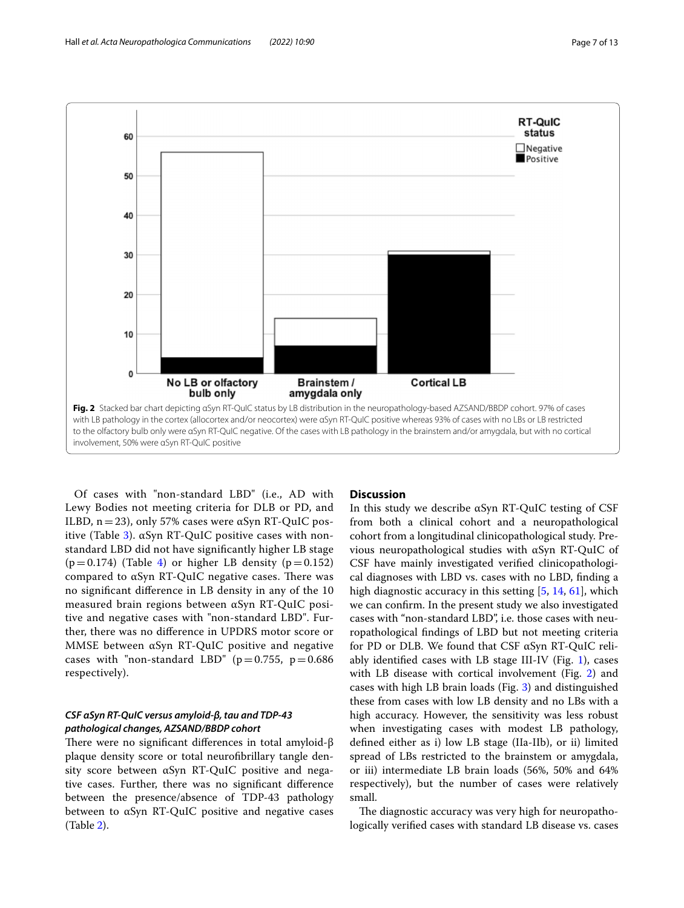**Fig. 2** Stacked bar chart depicting αSyn RT-QuIC status by LB distribution in the neuropathology-based AZSAND/BBDP cohort. 97% of cases with LB pathology in the cortex (allocortex and/or neocortex) were αSyn RT-QuIC positive whereas 93% of cases with no LBs or LB restricted to the olfactory bulb only were αSyn RT-QuIC negative. Of the cases with LB pathology in the brainstem and/or amygdala, but with no cortical involvement, 50% were αSyn RT-QuIC positive

Of cases with "non-standard LBD" (i.e., AD with Lewy Bodies not meeting criteria for DLB or PD, and ILBD, n = 23), only 57% cases were αSyn RT-QuIC positive (Table 3). αSyn RT-QuIC positive cases with non-standard LBD did not have significantly higher LB stage ($p = 0.174$) (Table 4) or higher LB density ($p = 0.152$) compared to αSyn RT-QuIC negative cases. There was no significant difference in LB density in any of the 10 measured brain regions between αSyn RT-QuIC positive and negative cases with "non-standard LBD". Further, there was no difference in UPDRS motor score or MMSE between αSyn RT-QuIC positive and negative cases with "non-standard LBD" ($p = 0.755$, $p = 0.686$ respectively).

### *CSF αSyn RT-QuIC versus amyloid-β, tau and TDP-43 pathological changes, AZSAND/BBDP cohort*

There were no significant differences in total amyloid-β plaque density score or total neurofibrillary tangle density score between αSyn RT-QuIC positive and negative cases. Further, there was no significant difference between the presence/absence of TDP-43 pathology between to αSyn RT-QuIC positive and negative cases (Table 2).

## Discussion

In this study we describe αSyn RT-QuIC testing of CSF from both a clinical cohort and a neuropathological cohort from a longitudinal clinicopathological study. Previous neuropathological studies with αSyn RT-QuIC of CSF have mainly investigated verified clinicopathological diagnoses with LBD vs. cases with no LBD, finding a high diagnostic accuracy in this setting [5, 14, 61], which we can confirm. In the present study we also investigated cases with "non-standard LBD", i.e. those cases with neuropathological findings of LBD but not meeting criteria for PD or DLB. We found that CSF αSyn RT-QuIC reliably identified cases with LB stage III-IV (Fig. 1), cases with LB disease with cortical involvement (Fig. 2) and cases with high LB brain loads (Fig. 3) and distinguished these from cases with low LB density and no LBs with a high accuracy. However, the sensitivity was less robust when investigating cases with modest LB pathology, defined either as i) low LB stage (IIa-IIb), or ii) limited spread of LBs restricted to the brainstem or amygdala, or iii) intermediate LB brain loads (56%, 50% and 64% respectively), but the number of cases were relatively small.

The diagnostic accuracy was very high for neuropathologically verified cases with standard LB disease vs. cases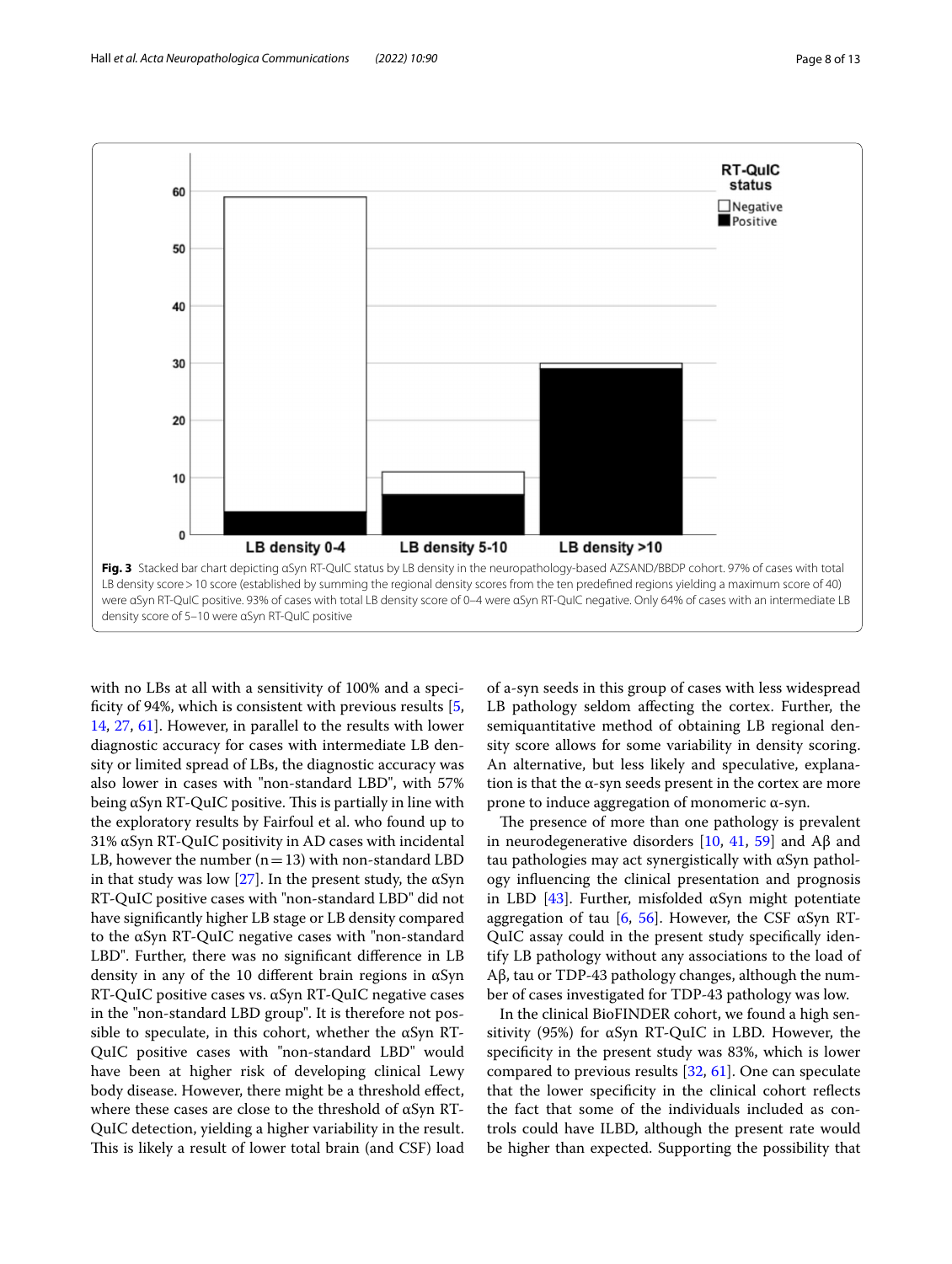Fig. 3 Stacked bar chart depicting αSyn RT-QuIC status by LB density in the neuropathology-based AZSAND/BBDP cohort. 97% of cases with total LB density score > 10 score (established by summing the regional density scores from the ten predefined regions yielding a maximum score of 40) were αSyn RT-QuIC positive. 93% of cases with total LB density score of 0–4 were αSyn RT-QuIC negative. Only 64% of cases with an intermediate LB density score of 5–10 were αSyn RT-QuIC positive

with no LBs at all with a sensitivity of 100% and a specificity of 94%, which is consistent with previous results [5, 14, 27, 61]. However, in parallel to the results with lower diagnostic accuracy for cases with intermediate LB density or limited spread of LBs, the diagnostic accuracy was also lower in cases with "non-standard LBD", with 57% being αSyn RT-QuIC positive. This is partially in line with the exploratory results by Fairfoul et al. who found up to 31% αSyn RT-QuIC positivity in AD cases with incidental LB, however the number (n = 13) with non-standard LBD in that study was low [27]. In the present study, the αSyn RT-QuIC positive cases with "non-standard LBD" did not have significantly higher LB stage or LB density compared to the αSyn RT-QuIC negative cases with "non-standard LBD". Further, there was no significant difference in LB density in any of the 10 different brain regions in αSyn RT-QuIC positive cases vs. αSyn RT-QuIC negative cases in the "non-standard LBD group". It is therefore not possible to speculate, in this cohort, whether the αSyn RT-QuIC positive cases with "non-standard LBD" would have been at higher risk of developing clinical Lewy body disease. However, there might be a threshold effect, where these cases are close to the threshold of αSyn RT-QuIC detection, yielding a higher variability in the result. This is likely a result of lower total brain (and CSF) load of a-syn seeds in this group of cases with less widespread LB pathology seldom affecting the cortex. Further, the semiquantitative method of obtaining LB regional density score allows for some variability in density scoring. An alternative, but less likely and speculative, explanation is that the α-syn seeds present in the cortex are more prone to induce aggregation of monomeric α-syn.

The presence of more than one pathology is prevalent in neurodegenerative disorders [10, 41, 59] and Aβ and tau pathologies may act synergistically with αSyn pathology influencing the clinical presentation and prognosis in LBD [43]. Further, misfolded αSyn might potentiate aggregation of tau [6, 56]. However, the CSF αSyn RT-QuIC assay could in the present study specifically identify LB pathology without any associations to the load of Aβ, tau or TDP-43 pathology changes, although the number of cases investigated for TDP-43 pathology was low.

In the clinical BioFINDER cohort, we found a high sensitivity (95%) for αSyn RT-QuIC in LBD. However, the specificity in the present study was 83%, which is lower compared to previous results [32, 61]. One can speculate that the lower specificity in the clinical cohort reflects the fact that some of the individuals included as controls could have ILBD, although the present rate would be higher than expected. Supporting the possibility that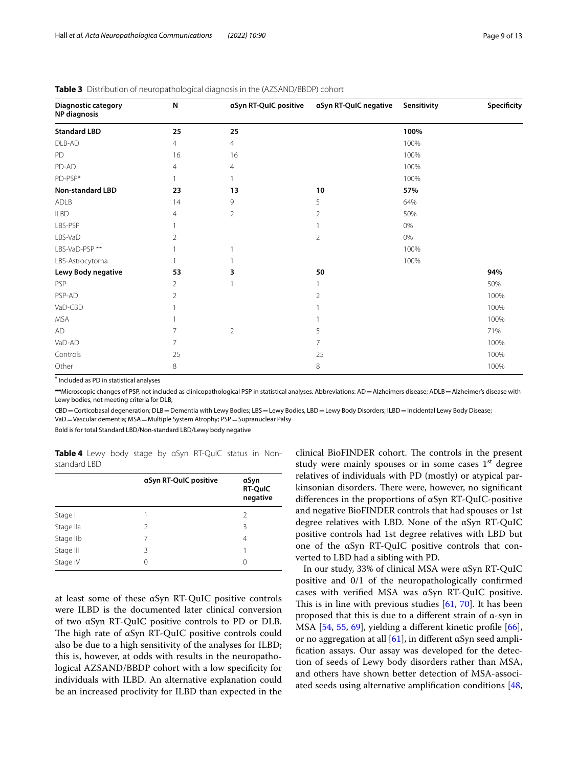**Table 3** Distribution of neuropathological diagnosis in the (AZSAND/BBDP) cohort

| Diagnostic category NP diagnosis | N | αSyn RT-QuIC positive | αSyn RT-QuIC negative | Sensitivity | Specificity |
|---|---|---|---|---|---|
| **Standard LBD** | **25** | **25** | | **100%** | |
| DLB-AD | 4 | 4 | | 100% | |
| PD | 16 | 16 | | 100% | |
| PD-AD | 4 | 4 | | 100% | |
| PD-PSP* | 1 | 1 | | 100% | |
| **Non-standard LBD** | **23** | **13** | **10** | **57%** | |
| ADLB | 14 | 9 | 5 | 64% | |
| ILBD | 4 | 2 | 2 | 50% | |
| LBS-PSP | 1 | | 1 | 0% | |
| LBS-VaD | 2 | | 2 | 0% | |
| LBS-VaD-PSP ** | 1 | 1 | | 100% | |
| LBS-Astrocytoma | 1 | 1 | | 100% | |
| **Lewy Body negative** | **53** | **3** | **50** | | **94%** |
| PSP | 2 | 1 | 1 | | 50% |
| PSP-AD | 2 | | 2 | | 100% |
| VaD-CBD | 1 | | 1 | | 100% |
| MSA | 1 | | 1 | | 100% |
| AD | 7 | 2 | 5 | | 71% |
| VaD-AD | 7 | | 7 | | 100% |
| Controls | 25 | | 25 | | 100% |
| Other | 8 | | 8 | | 100% |

* Included as PD in statistical analyses

**Microscopic changes of PSP, not included as clinicopathological PSP in statistical analyses. Abbreviations: AD = Alzheimers disease; ADLB = Alzheimer's disease with Lewy bodies, not meeting criteria for DLB;

CBD = Corticobasal degeneration; DLB = Dementia with Lewy Bodies; LBS = Lewy Bodies, LBD = Lewy Body Disorders; ILBD = Incidental Lewy Body Disease; VaD = Vascular dementia; MSA = Multiple System Atrophy; PSP = Supranuclear Palsy

Bold is for total Standard LBD/Non-standard LBD/Lewy body negative

**Table 4** Lewy body stage by αSyn RT-QuIC status in Non-standard LBD

| | αSyn RT-QuIC positive | αSyn RT-QuIC negative |
|---|---|---|
| Stage I | 1 | 2 |
| Stage IIa | 2 | 3 |
| Stage IIb | 7 | 4 |
| Stage III | 3 | 1 |
| Stage IV | 0 | 0 |

at least some of these αSyn RT-QuIC positive controls were ILBD is the documented later clinical conversion of two αSyn RT-QuIC positive controls to PD or DLB. The high rate of αSyn RT-QuIC positive controls could also be due to a high sensitivity of the analyses for ILBD; this is, however, at odds with results in the neuropathological AZSAND/BBDP cohort with a low specificity for individuals with ILBD. An alternative explanation could be an increased proclivity for ILBD than expected in the clinical BioFINDER cohort. The controls in the present study were mainly spouses or in some cases 1st degree relatives of individuals with PD (mostly) or atypical parkinsonian disorders. There were, however, no significant differences in the proportions of αSyn RT-QuIC-positive and negative BioFINDER controls that had spouses or 1st degree relatives with LBD. None of the αSyn RT-QuIC positive controls had 1st degree relatives with LBD but one of the αSyn RT-QuIC positive controls that converted to LBD had a sibling with PD.

In our study, 33% of clinical MSA were αSyn RT-QuIC positive and 0/1 of the neuropathologically confirmed cases with verified MSA was αSyn RT-QuIC positive. This is in line with previous studies [61, 70]. It has been proposed that this is due to a different strain of α-syn in MSA [54, 55, 69], yielding a different kinetic profile [66], or no aggregation at all [61], in different αSyn seed amplification assays. Our assay was developed for the detection of seeds of Lewy body disorders rather than MSA, and others have shown better detection of MSA-associated seeds using alternative amplification conditions [48,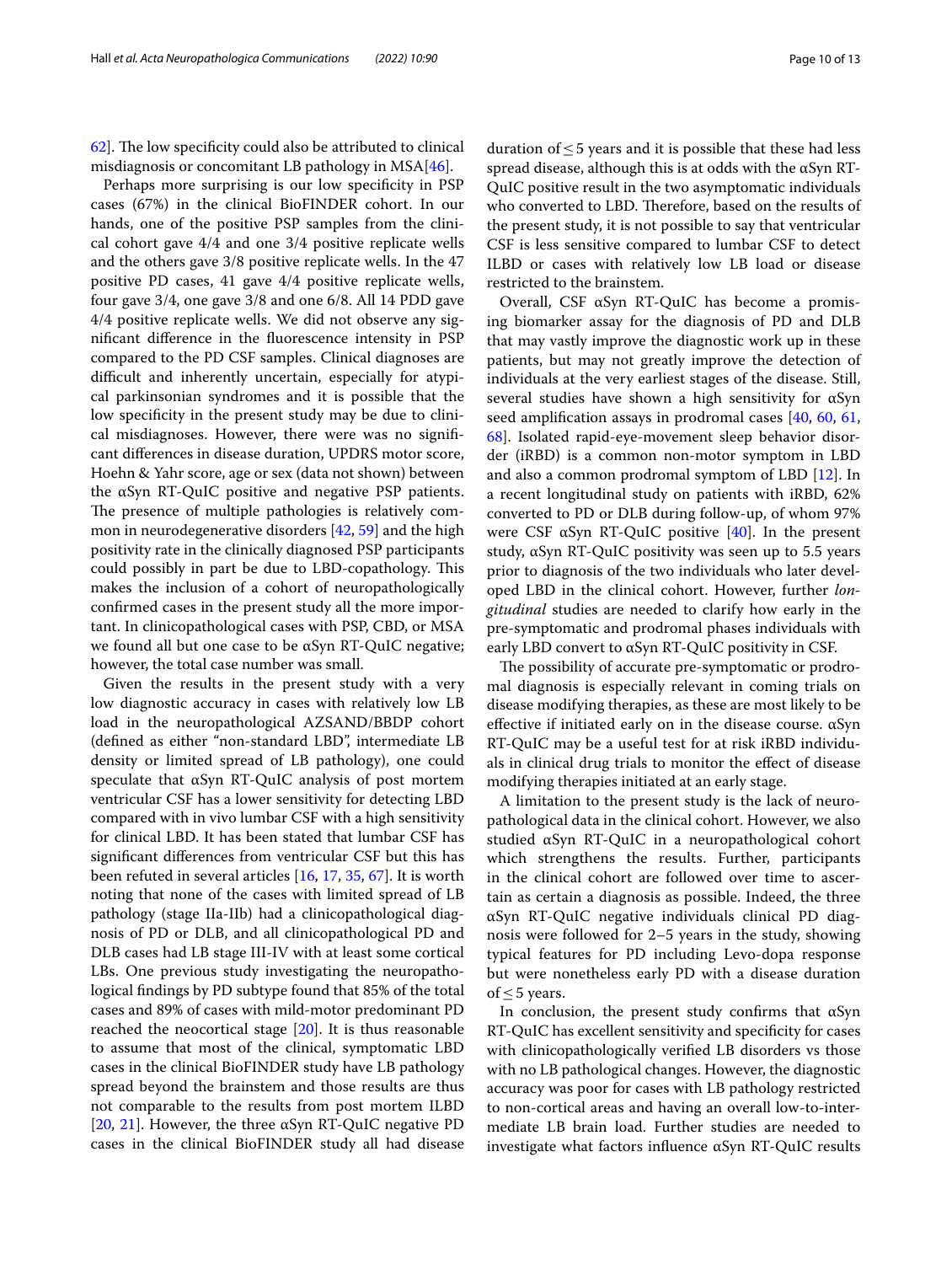62]. The low specificity could also be attributed to clinical misdiagnosis or concomitant LB pathology in MSA[46].

Perhaps more surprising is our low specificity in PSP cases (67%) in the clinical BioFINDER cohort. In our hands, one of the positive PSP samples from the clinical cohort gave 4/4 and one 3/4 positive replicate wells and the others gave 3/8 positive replicate wells. In the 47 positive PD cases, 41 gave 4/4 positive replicate wells, four gave 3/4, one gave 3/8 and one 6/8. All 14 PDD gave 4/4 positive replicate wells. We did not observe any significant difference in the fluorescence intensity in PSP compared to the PD CSF samples. Clinical diagnoses are difficult and inherently uncertain, especially for atypical parkinsonian syndromes and it is possible that the low specificity in the present study may be due to clinical misdiagnoses. However, there were was no significant differences in disease duration, UPDRS motor score, Hoehn & Yahr score, age or sex (data not shown) between the αSyn RT-QuIC positive and negative PSP patients. The presence of multiple pathologies is relatively common in neurodegenerative disorders [42, 59] and the high positivity rate in the clinically diagnosed PSP participants could possibly in part be due to LBD-copathology. This makes the inclusion of a cohort of neuropathologically confirmed cases in the present study all the more important. In clinicopathological cases with PSP, CBD, or MSA we found all but one case to be αSyn RT-QuIC negative; however, the total case number was small.

Given the results in the present study with a very low diagnostic accuracy in cases with relatively low LB load in the neuropathological AZSAND/BBDP cohort (defined as either "non-standard LBD", intermediate LB density or limited spread of LB pathology), one could speculate that αSyn RT-QuIC analysis of post mortem ventricular CSF has a lower sensitivity for detecting LBD compared with in vivo lumbar CSF with a high sensitivity for clinical LBD. It has been stated that lumbar CSF has significant differences from ventricular CSF but this has been refuted in several articles [16, 17, 35, 67]. It is worth noting that none of the cases with limited spread of LB pathology (stage IIa-IIb) had a clinicopathological diagnosis of PD or DLB, and all clinicopathological PD and DLB cases had LB stage III-IV with at least some cortical LBs. One previous study investigating the neuropathological findings by PD subtype found that 85% of the total cases and 89% of cases with mild-motor predominant PD reached the neocortical stage [20]. It is thus reasonable to assume that most of the clinical, symptomatic LBD cases in the clinical BioFINDER study have LB pathology spread beyond the brainstem and those results are thus not comparable to the results from post mortem ILBD [20, 21]. However, the three αSyn RT-QuIC negative PD cases in the clinical BioFINDER study all had disease duration of ≤ 5 years and it is possible that these had less spread disease, although this is at odds with the αSyn RT-QuIC positive result in the two asymptomatic individuals who converted to LBD. Therefore, based on the results of the present study, it is not possible to say that ventricular CSF is less sensitive compared to lumbar CSF to detect ILBD or cases with relatively low LB load or disease restricted to the brainstem.

Overall, CSF αSyn RT-QuIC has become a promising biomarker assay for the diagnosis of PD and DLB that may vastly improve the diagnostic work up in these patients, but may not greatly improve the detection of individuals at the very earliest stages of the disease. Still, several studies have shown a high sensitivity for αSyn seed amplification assays in prodromal cases [40, 60, 61, 68]. Isolated rapid-eye-movement sleep behavior disorder (iRBD) is a common non-motor symptom in LBD and also a common prodromal symptom of LBD [12]. In a recent longitudinal study on patients with iRBD, 62% converted to PD or DLB during follow-up, of whom 97% were CSF αSyn RT-QuIC positive [40]. In the present study, αSyn RT-QuIC positivity was seen up to 5.5 years prior to diagnosis of the two individuals who later developed LBD in the clinical cohort. However, further *longitudinal* studies are needed to clarify how early in the pre-symptomatic and prodromal phases individuals with early LBD convert to αSyn RT-QuIC positivity in CSF.

The possibility of accurate pre-symptomatic or prodromal diagnosis is especially relevant in coming trials on disease modifying therapies, as these are most likely to be effective if initiated early on in the disease course. αSyn RT-QuIC may be a useful test for at risk iRBD individuals in clinical drug trials to monitor the effect of disease modifying therapies initiated at an early stage.

A limitation to the present study is the lack of neuropathological data in the clinical cohort. However, we also studied αSyn RT-QuIC in a neuropathological cohort which strengthens the results. Further, participants in the clinical cohort are followed over time to ascertain as certain a diagnosis as possible. Indeed, the three αSyn RT-QuIC negative individuals clinical PD diagnosis were followed for 2–5 years in the study, showing typical features for PD including Levo-dopa response but were nonetheless early PD with a disease duration of ≤ 5 years.

In conclusion, the present study confirms that αSyn RT-QuIC has excellent sensitivity and specificity for cases with clinicopathologically verified LB disorders vs those with no LB pathological changes. However, the diagnostic accuracy was poor for cases with LB pathology restricted to non-cortical areas and having an overall low-to-intermediate LB brain load. Further studies are needed to investigate what factors influence αSyn RT-QuIC results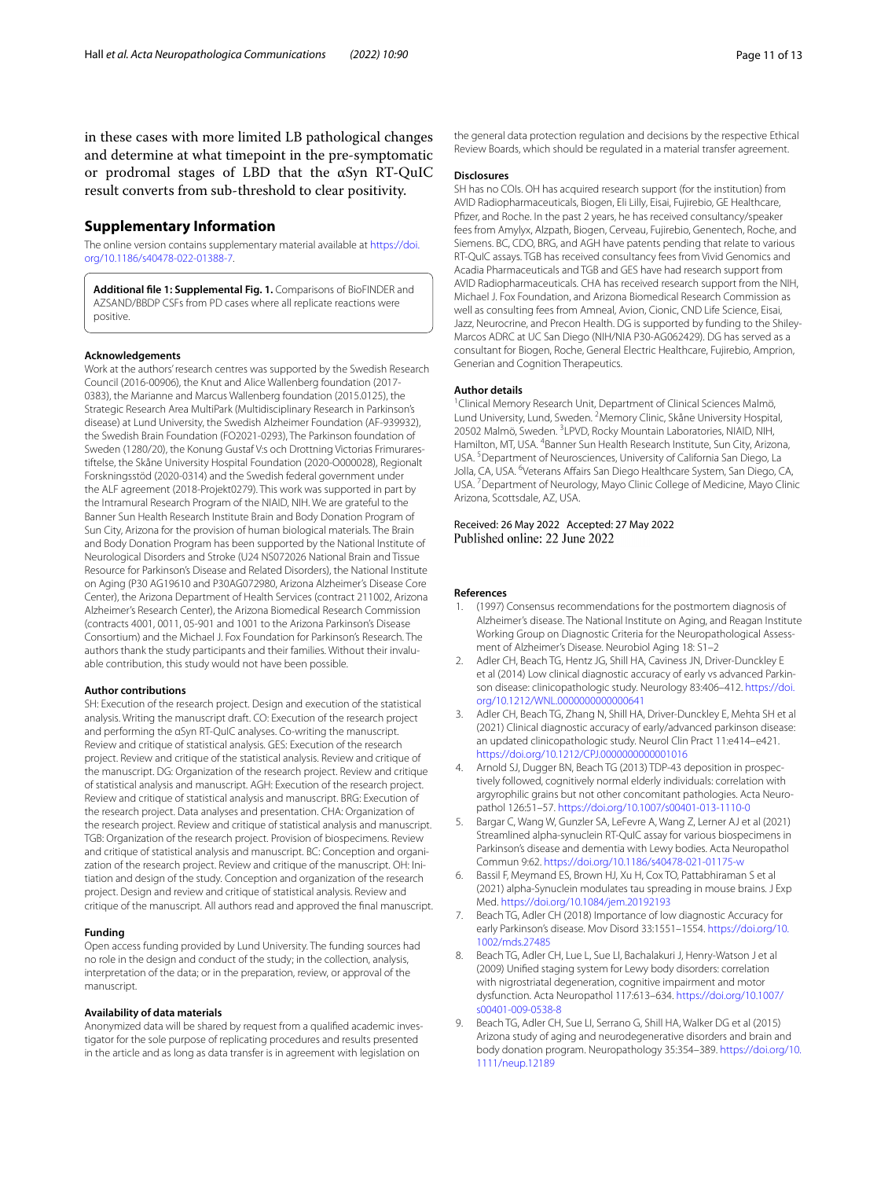in these cases with more limited LB pathological changes and determine at what timepoint in the pre-symptomatic or prodromal stages of LBD that the αSyn RT-QuIC result converts from sub-threshold to clear positivity.

## Supplementary Information

The online version contains supplementary material available at https://doi.org/10.1186/s40478-022-01388-7.

**Additional file 1: Supplemental Fig. 1.** Comparisons of BioFINDER and AZSAND/BBDP CSFs from PD cases where all replicate reactions were positive.

### Acknowledgements

Work at the authors' research centres was supported by the Swedish Research Council (2016-00906), the Knut and Alice Wallenberg foundation (2017-0383), the Marianne and Marcus Wallenberg foundation (2015.0125), the Strategic Research Area MultiPark (Multidisciplinary Research in Parkinson's disease) at Lund University, the Swedish Alzheimer Foundation (AF-939932), the Swedish Brain Foundation (FO2021-0293), The Parkinson foundation of Sweden (1280/20), the Konung Gustaf V:s och Drottning Victorias Frimurarestiftelse, the Skåne University Hospital Foundation (2020-O000028), Regionalt Forskningsstöd (2020-0314) and the Swedish federal government under the ALF agreement (2018-Projekt0279). This work was supported in part by the Intramural Research Program of the NIAID, NIH. We are grateful to the Banner Sun Health Research Institute Brain and Body Donation Program of Sun City, Arizona for the provision of human biological materials. The Brain and Body Donation Program has been supported by the National Institute of Neurological Disorders and Stroke (U24 NS072026 National Brain and Tissue Resource for Parkinson's Disease and Related Disorders), the National Institute on Aging (P30 AG19610 and P30AG072980, Arizona Alzheimer's Disease Core Center), the Arizona Department of Health Services (contract 211002, Arizona Alzheimer's Research Center), the Arizona Biomedical Research Commission (contracts 4001, 0011, 05-901 and 1001 to the Arizona Parkinson's Disease Consortium) and the Michael J. Fox Foundation for Parkinson's Research. The authors thank the study participants and their families. Without their invaluable contribution, this study would not have been possible.

### Author contributions

SH: Execution of the research project. Design and execution of the statistical analysis. Writing the manuscript draft. CO: Execution of the research project and performing the αSyn RT-QuIC analyses. Co-writing the manuscript. Review and critique of statistical analysis. GES: Execution of the research project. Review and critique of the statistical analysis. Review and critique of the manuscript. DG: Organization of the research project. Review and critique of statistical analysis and manuscript. AGH: Execution of the research project. Review and critique of statistical analysis and manuscript. BRG: Execution of the research project. Data analyses and presentation. CHA: Organization of the research project. Review and critique of statistical analysis and manuscript. TGB: Organization of the research project. Provision of biospecimens. Review and critique of statistical analysis and manuscript. BC: Conception and organization of the research project. Review and critique of the manuscript. OH: Initiation and design of the study. Conception and organization of the research project. Design and review and critique of statistical analysis. Review and critique of the manuscript. All authors read and approved the final manuscript.

### Funding

Open access funding provided by Lund University. The funding sources had no role in the design and conduct of the study; in the collection, analysis, interpretation of the data; or in the preparation, review, or approval of the manuscript.

### Availability of data materials

Anonymized data will be shared by request from a qualified academic investigator for the sole purpose of replicating procedures and results presented in the article and as long as data transfer is in agreement with legislation on the general data protection regulation and decisions by the respective Ethical Review Boards, which should be regulated in a material transfer agreement.

### Disclosures

SH has no COIs. OH has acquired research support (for the institution) from AVID Radiopharmaceuticals, Biogen, Eli Lilly, Eisai, Fujirebio, GE Healthcare, Pfizer, and Roche. In the past 2 years, he has received consultancy/speaker fees from Amylyx, Alzpath, Biogen, Cerveau, Fujirebio, Genentech, Roche, and Siemens. BC, CDO, BRG, and AGH have patents pending that relate to various RT-QuIC assays. TGB has received consultancy fees from Vivid Genomics and Acadia Pharmaceuticals and TGB and GES have had research support from AVID Radiopharmaceuticals. CHA has received research support from the NIH, Michael J. Fox Foundation, and Arizona Biomedical Research Commission as well as consulting fees from Amneal, Avion, Cionic, CND Life Science, Eli Lilly, Jazz, Neurocrine, and Precon Health. DG is supported by funding to the Shiley-Marcos ADRC at UC San Diego (NIH/NIA P30-AG062429). DG has served as a consultant for Biogen, Roche, General Electric Healthcare, Fujirebio, Amprion, Generian and Cognition Therapeutics.

### Author details

[1]Clinical Memory Research Unit, Department of Clinical Sciences Malmö, Lund University, Lund, Sweden. [2]Memory Clinic, Skåne University Hospital, 20502 Malmö, Sweden. [3]LPVD, Rocky Mountain Laboratories, NIAID, NIH, Hamilton, MT, USA. [4]Banner Sun Health Research Institute, Sun City, Arizona, USA. [5]Department of Neurosciences, University of California San Diego, La Jolla, CA, USA. [6]Veterans Affairs San Diego Healthcare System, San Diego, CA, USA. [7]Department of Neurology, Mayo Clinic College of Medicine, Mayo Clinic Arizona, Scottsdale, AZ, USA.

Received: 26 May 2022 Accepted: 27 May 2022
Published online: 22 June 2022

### References

1. (1997) Consensus recommendations for the postmortem diagnosis of Alzheimer's disease. The National Institute on Aging, and Reagan Institute Working Group on Diagnostic Criteria for the Neuropathological Assessment of Alzheimer's Disease. Neurobiol Aging 18: S1–2
2. Adler CH, Beach TG, Hentz JG, Shill HA, Caviness JN, Driver-Dunckley E et al (2014) Low clinical diagnostic accuracy of early vs advanced Parkinson disease: clinicopathologic study. Neurology 83:406–412. https://doi.org/10.1212/WNL.0000000000000641
3. Adler CH, Beach TG, Zhang N, Shill HA, Driver-Dunckley E, Mehta SH et al (2021) Clinical diagnostic accuracy of early/advanced parkinson disease: an updated clinicopathologic study. Neurol Clin Pract 11:e414–e421. https://doi.org/10.1212/CPJ.0000000000001016
4. Arnold SJ, Dugger BN, Beach TG (2013) TDP-43 deposition in prospectively followed, cognitively normal elderly individuals: correlation with argyrophilic grains but not other concomitant pathologies. Acta Neuropathol 126:51–57. https://doi.org/10.1007/s00401-013-1110-0
5. Bargar C, Wang W, Gunzler SA, LeFevre A, Wang Z, Lerner AJ et al (2021) Streamlined alpha-synuclein RT-QuIC assay for various biospecimens in Parkinson's disease and dementia with Lewy bodies. Acta Neuropathol Commun 9:62. https://doi.org/10.1186/s40478-021-01175-w
6. Bassil F, Meymand ES, Brown HJ, Xu H, Cox TO, Pattabhiraman S et al (2021) alpha-Synuclein modulates tau spreading in mouse brains. J Exp Med. https://doi.org/10.1084/jem.20192193
7. Beach TG, Adler CH (2018) Importance of low diagnostic Accuracy for early Parkinson's disease. Mov Disord 33:1551–1554. https://doi.org/10.1002/mds.27485
8. Beach TG, Adler CH, Lue L, Sue LI, Bachalakuri J, Henry-Watson J et al (2009) Unified staging system for Lewy body disorders: correlation with nigrostriatal degeneration, cognitive impairment and motor dysfunction. Acta Neuropathol 117:613–634. https://doi.org/10.1007/s00401-009-0538-8
9. Beach TG, Adler CH, Sue LI, Serrano G, Shill HA, Walker DG et al (2015) Arizona study of aging and neurodegenerative disorders and brain and body donation program. Neuropathology 35:354–389. https://doi.org/10.1111/neup.12189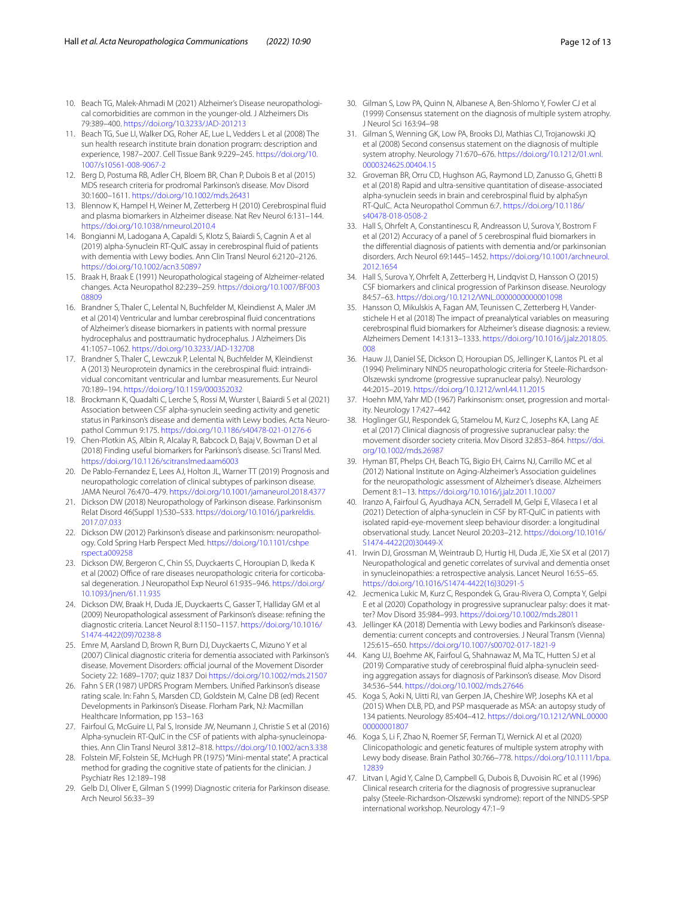10. Beach TG, Malek-Ahmadi M (2021) Alzheimer's Disease neuropathological comorbidities are common in the younger-old. J Alzheimers Dis 79:389–400. https://doi.org/10.3233/JAD-201213
11. Beach TG, Sue LI, Walker DG, Roher AE, Lue L, Vedders L et al (2008) The sun health research institute brain donation program: description and experience, 1987–2007. Cell Tissue Bank 9:229–245. https://doi.org/10.1007/s10561-008-9067-2
12. Berg D, Postuma RB, Adler CH, Bloem BR, Chan P, Dubois B et al (2015) MDS research criteria for prodromal Parkinson's disease. Mov Disord 30:1600–1611. https://doi.org/10.1002/mds.26431
13. Blennow K, Hampel H, Weiner M, Zetterberg H (2010) Cerebrospinal fluid and plasma biomarkers in Alzheimer disease. Nat Rev Neurol 6:131–144. https://doi.org/10.1038/nrneurol.2010.4
14. Bongianni M, Ladogana A, Capaldi S, Klotz S, Baiardi S, Cagnin A et al (2019) alpha-Synuclein RT-QuIC assay in cerebrospinal fluid of patients with dementia with Lewy bodies. Ann Clin Transl Neurol 6:2120–2126. https://doi.org/10.1002/acn3.50897
15. Braak H, Braak E (1991) Neuropathological stageing of Alzheimer-related changes. Acta Neuropathol 82:239–259. https://doi.org/10.1007/BF00308809
16. Brandner S, Thaler C, Lelental N, Buchfelder M, Kleindienst A, Maler JM et al (2014) Ventricular and lumbar cerebrospinal fluid concentrations of Alzheimer's disease biomarkers in patients with normal pressure hydrocephalus and posttraumatic hydrocephalus. J Alzheimers Dis 41:1057–1062. https://doi.org/10.3233/JAD-132708
17. Brandner S, Thaler C, Lewczuk P, Lelental N, Buchfelder M, Kleindienst A (2013) Neuroprotein dynamics in the cerebrospinal fluid: intraindividual concomitant ventricular and lumbar measurements. Eur Neurol 70:189–194. https://doi.org/10.1159/000352032
18. Brockmann K, Quadalti C, Lerche S, Rossi M, Wurster I, Baiardi S et al (2021) Association between CSF alpha-synuclein seeding activity and genetic status in Parkinson's disease and dementia with Lewy bodies. Acta Neuropathol Commun 9:175. https://doi.org/10.1186/s40478-021-01276-6
19. Chen-Plotkin AS, Albin R, Alcalay R, Babcock D, Bajaj V, Bowman D et al (2018) Finding useful biomarkers for Parkinson's disease. Sci Transl Med. https://doi.org/10.1126/scitranslmed.aam6003
20. De Pablo-Fernandez E, Lees AJ, Holton JL, Warner TT (2019) Prognosis and neuropathologic correlation of clinical subtypes of parkinson disease. JAMA Neurol 76:470–479. https://doi.org/10.1001/jamaneurol.2018.4377
21. Dickson DW (2018) Neuropathology of Parkinson disease. Parkinsonism Relat Disord 46(Suppl 1):S30–S33. https://doi.org/10.1016/j.parkreldis.2017.07.033
22. Dickson DW (2012) Parkinson's disease and parkinsonism: neuropathology. Cold Spring Harb Perspect Med. https://doi.org/10.1101/cshperspect.a009258
23. Dickson DW, Bergeron C, Chin SS, Duyckaerts C, Horoupian D, Ikeda K et al (2002) Office of rare diseases neuropathologic criteria for corticobasal degeneration. J Neuropathol Exp Neurol 61:935–946. https://doi.org/10.1093/jnen/61.11.935
24. Dickson DW, Braak H, Duda JE, Duyckaerts C, Gasser T, Halliday GM et al (2009) Neuropathological assessment of Parkinson's disease: refining the diagnostic criteria. Lancet Neurol 8:1150–1157. https://doi.org/10.1016/S1474-4422(09)70238-8
25. Emre M, Aarsland D, Brown R, Burn DJ, Duyckaerts C, Mizuno Y et al (2007) Clinical diagnostic criteria for dementia associated with Parkinson's disease. Movement Disorders: official journal of the Movement Disorder Society 22: 1689–1707; quiz 1837 Doi https://doi.org/10.1002/mds.21507
26. Fahn S ER (1987) UPDRS Program Members. Unified Parkinson's disease rating scale. In: Fahn S, Marsden CD, Goldstein M, Calne DB (ed) Recent Developments in Parkinson's Disease. Florham Park, NJ: Macmillan Healthcare Information, pp 153–163
27. Fairfoul G, McGuire LI, Pal S, Ironside JW, Neumann J, Christie S et al (2016) Alpha-synuclein RT-QuIC in the CSF of patients with alpha-synucleinopathies. Ann Clin Transl Neurol 3:812–818. https://doi.org/10.1002/acn3.338
28. Folstein MF, Folstein SE, McHugh PR (1975) "Mini-mental state". A practical method for grading the cognitive state of patients for the clinician. J Psychiatr Res 12:189–198
29. Gelb DJ, Oliver E, Gilman S (1999) Diagnostic criteria for Parkinson disease. Arch Neurol 56:33–39
30. Gilman S, Low PA, Quinn N, Albanese A, Ben-Shlomo Y, Fowler CJ et al (1999) Consensus statement on the diagnosis of multiple system atrophy. J Neurol Sci 163:94–98
31. Gilman S, Wenning GK, Low PA, Brooks DJ, Mathias CJ, Trojanowski JQ et al (2008) Second consensus statement on the diagnosis of multiple system atrophy. Neurology 71:670–676. https://doi.org/10.1212/01.wnl.0000324625.00404.15
32. Groveman BR, Orru CD, Hughson AG, Raymond LD, Zanusso G, Ghetti B et al (2018) Rapid and ultra-sensitive quantitation of disease-associated alpha-synuclein seeds in brain and cerebrospinal fluid by alphaSyn RT-QuIC. Acta Neuropathol Commun 6:7. https://doi.org/10.1186/s40478-018-0508-2
33. Hall S, Ohrfelt A, Constantinescu R, Andreasson U, Surova Y, Bostrom F et al (2012) Accuracy of a panel of 5 cerebrospinal fluid biomarkers in the differential diagnosis of patients with dementia and/or parkinsonian disorders. Arch Neurol 69:1445–1452. https://doi.org/10.1001/archneurol.2012.1654
34. Hall S, Surova Y, Ohrfelt A, Zetterberg H, Lindqvist D, Hansson O (2015) CSF biomarkers and clinical progression of Parkinson disease. Neurology 84:57–63. https://doi.org/10.1212/WNL.0000000000001098
35. Hansson O, Mikulskis A, Fagan AM, Teunissen C, Zetterberg H, Vanderstichele H et al (2018) The impact of preanalytical variables on measuring cerebrospinal fluid biomarkers for Alzheimer's disease diagnosis: a review. Alzheimers Dement 14:1313–1333. https://doi.org/10.1016/j.jalz.2018.05.008
36. Hauw JJ, Daniel SE, Dickson D, Horoupian DS, Jellinger K, Lantos PL et al (1994) Preliminary NINDS neuropathologic criteria for Steele-Richardson-Olszewski syndrome (progressive supranuclear palsy). Neurology 44:2015–2019. https://doi.org/10.1212/wnl.44.11.2015
37. Hoehn MM, Yahr MD (1967) Parkinsonism: onset, progression and mortality. Neurology 17:427–442
38. Hoglinger GU, Respondek G, Stamelou M, Kurz C, Josephs KA, Lang AE et al (2017) Clinical diagnosis of progressive supranuclear palsy: the movement disorder society criteria. Mov Disord 32:853–864. https://doi.org/10.1002/mds.26987
39. Hyman BT, Phelps CH, Beach TG, Bigio EH, Cairns NJ, Carrillo MC et al (2012) National Institute on Aging-Alzheimer's Association guidelines for the neuropathologic assessment of Alzheimer's disease. Alzheimers Dement 8:1–13. https://doi.org/10.1016/j.jalz.2011.10.007
40. Iranzo A, Fairfoul G, Ayudhaya ACN, Serradell M, Gelpi E, Vilaseca I et al (2021) Detection of alpha-synuclein in CSF by RT-QuIC in patients with isolated rapid-eye-movement sleep behaviour disorder: a longitudinal observational study. Lancet Neurol 20:203–212. https://doi.org/10.1016/S1474-4422(20)30449-X
41. Irwin DJ, Grossman M, Weintraub D, Hurtig HI, Duda JE, Xie SX et al (2017) Neuropathological and genetic correlates of survival and dementia onset in synucleinopathies: a retrospective analysis. Lancet Neurol 16:55–65. https://doi.org/10.1016/S1474-4422(16)30291-5
42. Jecmenica Lukic M, Kurz C, Respondek G, Grau-Rivera O, Compta Y, Gelpi E et al (2020) Copathology in progressive supranuclear palsy: does it matter? Mov Disord 35:984–993. https://doi.org/10.1002/mds.28011
43. Jellinger KA (2018) Dementia with Lewy bodies and Parkinson's disease-dementia: current concepts and controversies. J Neural Transm (Vienna) 125:615–650. https://doi.org/10.1007/s00702-017-1821-9
44. Kang UJ, Boehme AK, Fairfoul G, Shahnawaz M, Ma TC, Hutten SJ et al (2019) Comparative study of cerebrospinal fluid alpha-synuclein seeding aggregation assays for diagnosis of Parkinson's disease. Mov Disord 34:536–544. https://doi.org/10.1002/mds.27646
45. Koga S, Aoki N, Uitti RJ, van Gerpen JA, Cheshire WP, Josephs KA et al (2015) When DLB, PD, and PSP masquerade as MSA: an autopsy study of 134 patients. Neurology 85:404–412. https://doi.org/10.1212/WNL.0000000000001807
46. Koga S, Li F, Zhao N, Roemer SF, Ferman TJ, Wernick AI et al (2020) Clinicopathologic and genetic features of multiple system atrophy with Lewy body disease. Brain Pathol 30:766–778. https://doi.org/10.1111/bpa.12839
47. Litvan I, Agid Y, Calne D, Campbell G, Dubois B, Duvoisin RC et al (1996) Clinical research criteria for the diagnosis of progressive supranuclear palsy (Steele-Richardson-Olszewski syndrome): report of the NINDS-SPSP international workshop. Neurology 47:1–9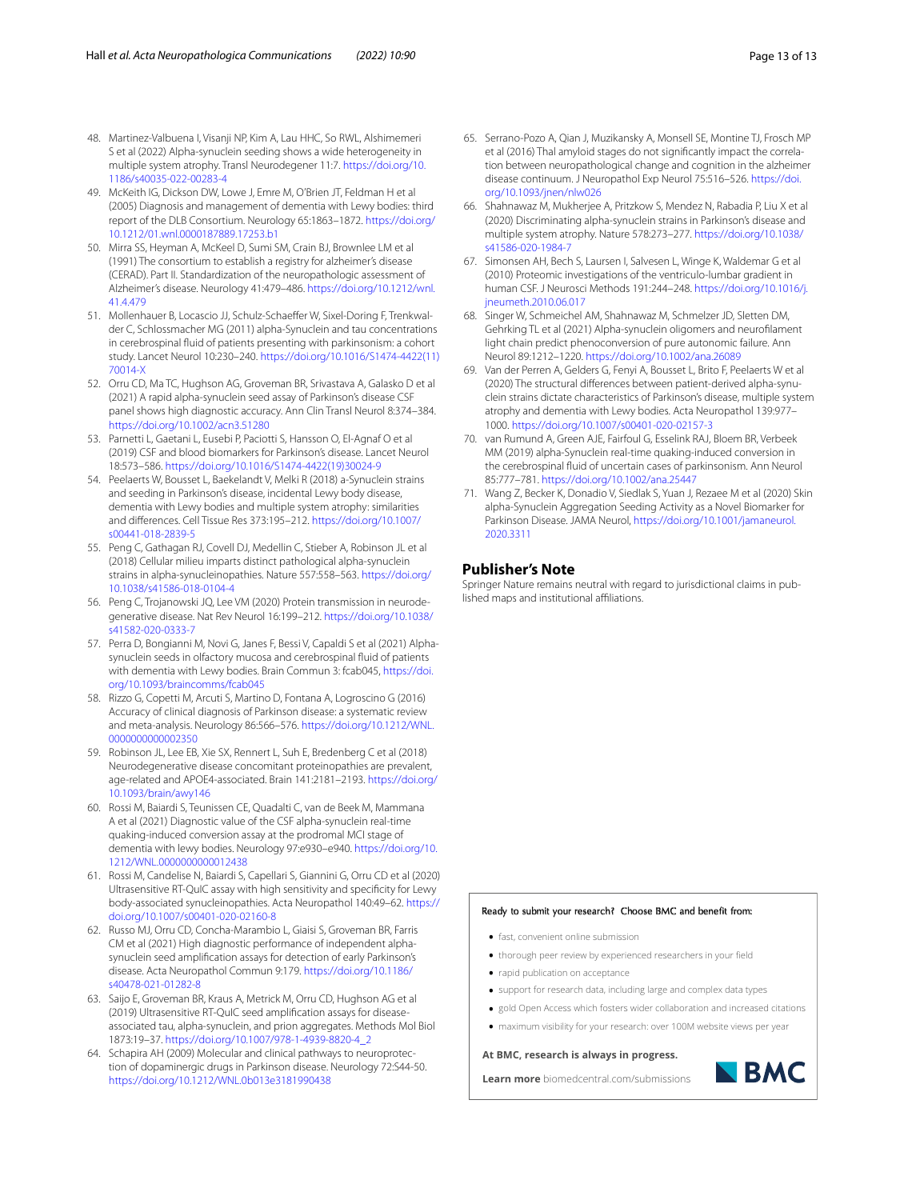48. Martinez-Valbuena I, Visanji NP, Kim A, Lau HHC, So RWL, Alshimemeri S et al (2022) Alpha-synuclein seeding shows a wide heterogeneity in multiple system atrophy. Transl Neurodegener 11:7. https://doi.org/10.1186/s40035-022-00283-4
49. McKeith IG, Dickson DW, Lowe J, Emre M, O'Brien JT, Feldman H et al (2005) Diagnosis and management of dementia with Lewy bodies: third report of the DLB Consortium. Neurology 65:1863–1872. https://doi.org/10.1212/01.wnl.0000187889.17253.b1
50. Mirra SS, Heyman A, McKeel D, Sumi SM, Crain BJ, Brownlee LM et al (1991) The consortium to establish a registry for alzheimer's disease (CERAD). Part II. Standardization of the neuropathologic assessment of Alzheimer's disease. Neurology 41:479–486. https://doi.org/10.1212/wnl.41.4.479
51. Mollenhauer B, Locascio JJ, Schulz-Schaeffer W, Sixel-Doring F, Trenkwalder C, Schlossmacher MG (2011) alpha-Synuclein and tau concentrations in cerebrospinal fluid of patients presenting with parkinsonism: a cohort study. Lancet Neurol 10:230–240. https://doi.org/10.1016/S1474-4422(11)70014-X
52. Orru CD, Ma TC, Hughson AG, Groveman BR, Srivastava A, Galasko D et al (2021) A rapid alpha-synuclein seed assay of Parkinson's disease CSF panel shows high diagnostic accuracy. Ann Clin Transl Neurol 8:374–384. https://doi.org/10.1002/acn3.51280
53. Parnetti L, Gaetani L, Eusebi P, Paciotti S, Hansson O, El-Agnaf O et al (2019) CSF and blood biomarkers for Parkinson's disease. Lancet Neurol 18:573–586. https://doi.org/10.1016/S1474-4422(19)30024-9
54. Peelaerts W, Bousset L, Baekelandt V, Melki R (2018) a-Synuclein strains and seeding in Parkinson's disease, incidental Lewy body disease, dementia with Lewy bodies and multiple system atrophy: similarities and differences. Cell Tissue Res 373:195–212. https://doi.org/10.1007/s00441-018-2839-5
55. Peng C, Gathagan RJ, Covell DJ, Medellin C, Stieber A, Robinson JL et al (2018) Cellular milieu imparts distinct pathological alpha-synuclein strains in alpha-synucleinopathies. Nature 557:558–563. https://doi.org/10.1038/s41586-018-0104-4
56. Peng C, Trojanowski JQ, Lee VM (2020) Protein transmission in neurodegenerative disease. Nat Rev Neurol 16:199–212. https://doi.org/10.1038/s41582-020-0333-7
57. Perra D, Bongianni M, Novi G, Janes F, Bessi V, Capaldi S et al (2021) Alpha-synuclein seeds in olfactory mucosa and cerebrospinal fluid of patients with dementia with Lewy bodies. Brain Commun 3: fcab045, https://doi.org/10.1093/braincomms/fcab045
58. Rizzo G, Copetti M, Arcuti S, Martino D, Fontana A, Logroscino G (2016) Accuracy of clinical diagnosis of Parkinson disease: a systematic review and meta-analysis. Neurology 86:566–576. https://doi.org/10.1212/WNL.0000000000002350
59. Robinson JL, Lee EB, Xie SX, Rennert L, Suh E, Bredenberg C et al (2018) Neurodegenerative disease concomitant proteinopathies are prevalent, age-related and APOE4-associated. Brain 141:2181–2193. https://doi.org/10.1093/brain/awy146
60. Rossi M, Baiardi S, Teunissen CE, Quadalti C, van de Beek M, Mammana A et al (2021) Diagnostic value of the CSF alpha-synuclein real-time quaking-induced conversion assay at the prodromal MCI stage of dementia with lewy bodies. Neurology 97:e930–e940. https://doi.org/10.1212/WNL.0000000000012438
61. Rossi M, Candelise N, Baiardi S, Capellari S, Giannini G, Orru CD et al (2020) Ultrasensitive RT-QuIC assay with high sensitivity and specificity for Lewy body-associated synucleinopathies. Acta Neuropathol 140:49–62. https://doi.org/10.1007/s00401-020-02160-8
62. Russo MJ, Orru CD, Concha-Marambio L, Giaisi S, Groveman BR, Farris CM et al (2021) High diagnostic performance of independent alpha-synuclein seed amplification assays for detection of early Parkinson's disease. Acta Neuropathol Commun 9:179. https://doi.org/10.1186/s40478-021-01282-8
63. Saijo E, Groveman BR, Kraus A, Metrick M, Orru CD, Hughson AG et al (2019) Ultrasensitive RT-QuIC seed amplification assays for disease-associated tau, alpha-synuclein, and prion aggregates. Methods Mol Biol 1873:19–37. https://doi.org/10.1007/978-1-4939-8820-4_2
64. Schapira AH (2009) Molecular and clinical pathways to neuroprotection of dopaminergic drugs in Parkinson disease. Neurology 72:S44-50. https://doi.org/10.1212/WNL.0b013e3181990438
65. Serrano-Pozo A, Qian J, Muzikansky A, Monsell SE, Montine TJ, Frosch MP et al (2016) Thal amyloid stages do not significantly impact the correlation between neuropathological change and cognition in the alzheimer disease continuum. J Neuropathol Exp Neurol 75:516–526. https://doi.org/10.1093/jnen/nlw026
66. Shahnawaz M, Mukherjee A, Pritzkow S, Mendez N, Rabadia P, Liu X et al (2020) Discriminating alpha-synuclein strains in Parkinson's disease and multiple system atrophy. Nature 578:273–277. https://doi.org/10.1038/s41586-020-1984-7
67. Simonsen AH, Bech S, Laursen I, Salvesen L, Winge K, Waldemar G et al (2010) Proteomic investigations of the ventriculo-lumbar gradient in human CSF. J Neurosci Methods 191:244–248. https://doi.org/10.1016/j.jneumeth.2010.06.017
68. Singer W, Schmeichel AM, Shahnawaz M, Schmelzer JD, Sletten DM, Gehrking TL et al (2021) Alpha-synuclein oligomers and neurofilament light chain predict phenoconversion of pure autonomic failure. Ann Neurol 89:1212–1220. https://doi.org/10.1002/ana.26089
69. Van der Perren A, Gelders G, Fenyi A, Bousset L, Brito F, Peelaerts W et al (2020) The structural differences between patient-derived alpha-synuclein strains dictate characteristics of Parkinson's disease, multiple system atrophy and dementia with Lewy bodies. Acta Neuropathol 139:977–1000. https://doi.org/10.1007/s00401-020-02157-3
70. van Rumund A, Green AJE, Fairfoul G, Esselink RAJ, Bloem BR, Verbeek MM (2019) alpha-Synuclein real-time quaking-induced conversion in the cerebrospinal fluid of uncertain cases of parkinsonism. Ann Neurol 85:777–781. https://doi.org/10.1002/ana.25447
71. Wang Z, Becker K, Donadio V, Siedlak S, Yuan J, Rezaee M et al (2020) Skin alpha-Synuclein Aggregation Seeding Activity as a Novel Biomarker for Parkinson Disease. JAMA Neurol, https://doi.org/10.1001/jamaneurol.2020.3311

## Publisher's Note

Springer Nature remains neutral with regard to jurisdictional claims in published maps and institutional affiliations.

Ready to submit your research? Choose BMC and benefit from:

- fast, convenient online submission
- thorough peer review by experienced researchers in your field
- rapid publication on acceptance
- support for research data, including large and complex data types
- gold Open Access which fosters wider collaboration and increased citations
- maximum visibility for your research: over 100M website views per year

**At BMC, research is always in progress.**

**Learn more** biomedcentral.com/submissions

BMC